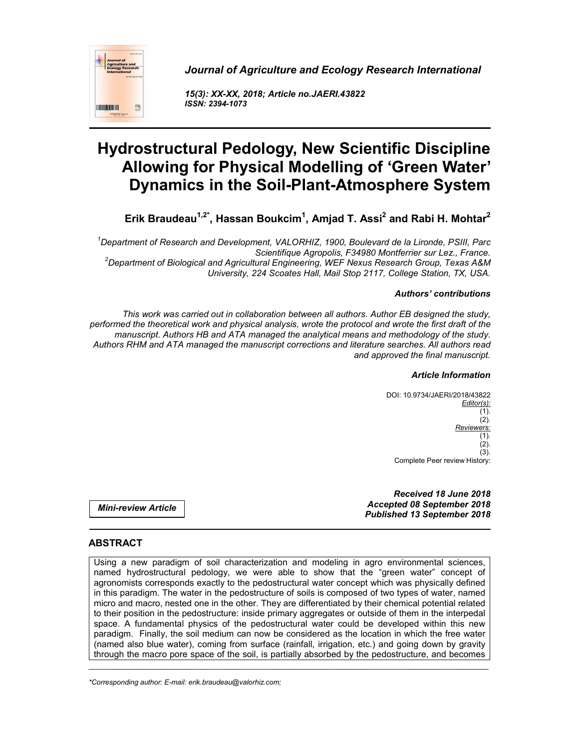*Journal of Agriculture and Ecology Research International*

*15(3): XX-XX, 2018; Article no.JAERI.43822*
*ISSN: 2394-1073*

# Hydrostructural Pedology, New Scientific Discipline Allowing for Physical Modelling of 'Green Water' Dynamics in the Soil-Plant-Atmosphere System

**Erik Braudeau[1,2*], Hassan Boukcim[1], Amjad T. Assi[2] and Rabi H. Mohtar[2]**

*[1]Department of Research and Development, VALORHIZ, 1900, Boulevard de la Lironde, PSIII, Parc Scientifique Agropolis, F34980 Montferrier sur Lez., France.*
*[2]Department of Biological and Agricultural Engineering, WEF Nexus Research Group, Texas A&M University, 224 Scoates Hall, Mail Stop 2117, College Station, TX, USA.*

***Authors' contributions***

*This work was carried out in collaboration between all authors. Author EB designed the study, performed the theoretical work and physical analysis, wrote the protocol and wrote the first draft of the manuscript. Authors HB and ATA managed the analytical means and methodology of the study. Authors RHM and ATA managed the manuscript corrections and literature searches. All authors read and approved the final manuscript.*

***Article Information***

DOI: 10.9734/JAERI/2018/43822
Editor(s):
(1).
(2).
Reviewers:
(1).
(2).
(3).
Complete Peer review History:

*Mini-review Article*

***Received 18 June 2018***
***Accepted 08 September 2018***
***Published 13 September 2018***

## ABSTRACT

Using a new paradigm of soil characterization and modeling in agro environmental sciences, named hydrostructural pedology, we were able to show that the "green water" concept of agronomists corresponds exactly to the pedostructural water concept which was physically defined in this paradigm. The water in the pedostructure of soils is composed of two types of water, named micro and macro, nested one in the other. They are differentiated by their chemical potential related to their position in the pedostructure: inside primary aggregates or outside of them in the interpedal space. A fundamental physics of the pedostructural water could be developed within this new paradigm. Finally, the soil medium can now be considered as the location in which the free water (named also blue water), coming from surface (rainfall, irrigation, etc.) and going down by gravity through the macro pore space of the soil, is partially absorbed by the pedostructure, and becomes

*Corresponding author: E-mail: erik.braudeau@valorhiz.com;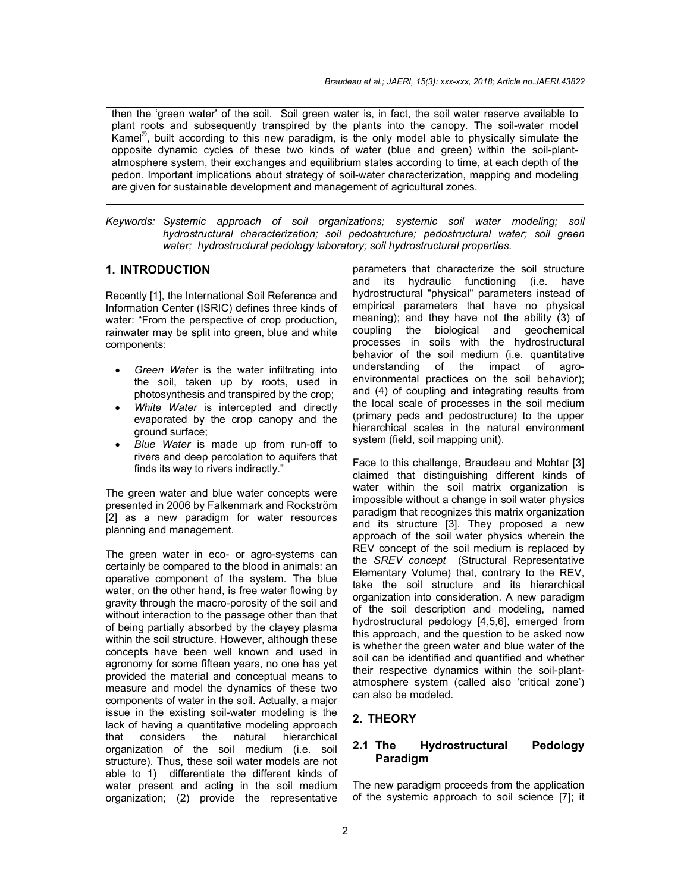then the 'green water' of the soil. Soil green water is, in fact, the soil water reserve available to plant roots and subsequently transpired by the plants into the canopy. The soil-water model Kamel®, built according to this new paradigm, is the only model able to physically simulate the opposite dynamic cycles of these two kinds of water (blue and green) within the soil-plant-atmosphere system, their exchanges and equilibrium states according to time, at each depth of the pedon. Important implications about strategy of soil-water characterization, mapping and modeling are given for sustainable development and management of agricultural zones.

*Keywords: Systemic approach of soil organizations; systemic soil water modeling; soil hydrostructural characterization; soil pedostructure; pedostructural water; soil green water; hydrostructural pedology laboratory; soil hydrostructural properties.*

## 1. INTRODUCTION

Recently [1], the International Soil Reference and Information Center (ISRIC) defines three kinds of water: "From the perspective of crop production, rainwater may be split into green, blue and white components:

- *Green Water* is the water infiltrating into the soil, taken up by roots, used in photosynthesis and transpired by the crop;
- *White Water* is intercepted and directly evaporated by the crop canopy and the ground surface;
- *Blue Water* is made up from run-off to rivers and deep percolation to aquifers that finds its way to rivers indirectly."

The green water and blue water concepts were presented in 2006 by Falkenmark and Rockström [2] as a new paradigm for water resources planning and management.

The green water in eco- or agro-systems can certainly be compared to the blood in animals: an operative component of the system. The blue water, on the other hand, is free water flowing by gravity through the macro-porosity of the soil and without interaction to the passage other than that of being partially absorbed by the clayey plasma within the soil structure. However, although these concepts have been well known and used in agronomy for some fifteen years, no one has yet provided the material and conceptual means to measure and model the dynamics of these two components of water in the soil. Actually, a major issue in the existing soil-water modeling is the lack of having a quantitative modeling approach that considers the natural hierarchical organization of the soil medium (i.e. soil structure). Thus, these soil water models are not able to 1) differentiate the different kinds of water present and acting in the soil medium organization; (2) provide the representative parameters that characterize the soil structure and its hydraulic functioning (i.e. have hydrostructural "physical" parameters instead of empirical parameters that have no physical meaning); and they have not the ability (3) of coupling the biological and geochemical processes in soils with the hydrostructural behavior of the soil medium (i.e. quantitative understanding of the impact of agro-environmental practices on the soil behavior); and (4) of coupling and integrating results from the local scale of processes in the soil medium (primary peds and pedostructure) to the upper hierarchical scales in the natural environment system (field, soil mapping unit).

Face to this challenge, Braudeau and Mohtar [3] claimed that distinguishing different kinds of water within the soil matrix organization is impossible without a change in soil water physics paradigm that recognizes this matrix organization and its structure [3]. They proposed a new approach of the soil water physics wherein the REV concept of the soil medium is replaced by the *SREV concept* (Structural Representative Elementary Volume) that, contrary to the REV, take the soil structure and its hierarchical organization into consideration. A new paradigm of the soil description and modeling, named hydrostructural pedology [4,5,6], emerged from this approach, and the question to be asked now is whether the green water and blue water of the soil can be identified and quantified and whether their respective dynamics within the soil-plant-atmosphere system (called also 'critical zone') can also be modeled.

## 2. THEORY

### 2.1 The Hydrostructural Pedology Paradigm

The new paradigm proceeds from the application of the systemic approach to soil science [7]; it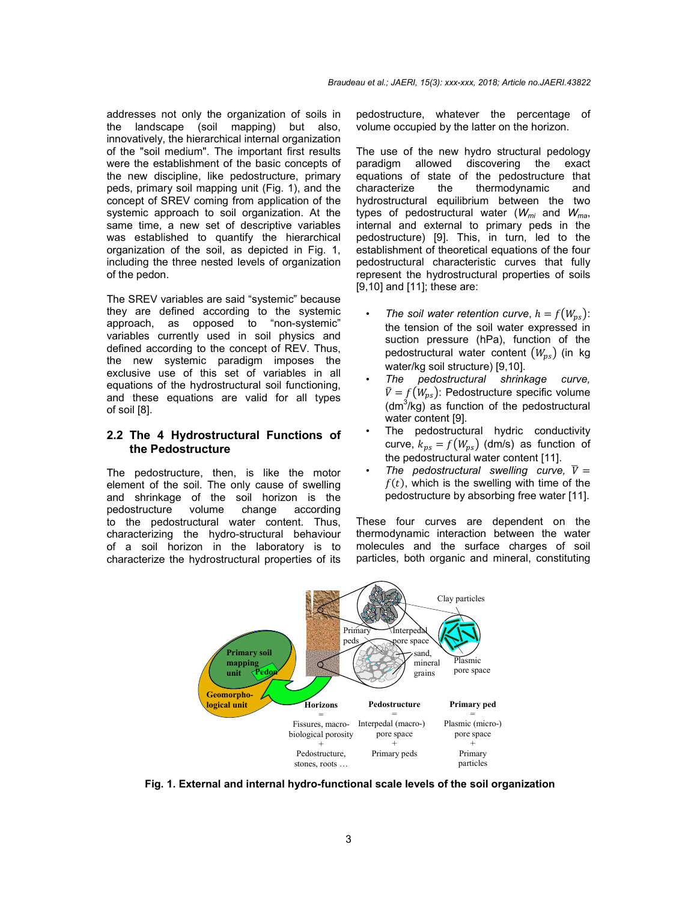addresses not only the organization of soils in the landscape (soil mapping) but also, innovatively, the hierarchical internal organization of the "soil medium". The important first results were the establishment of the basic concepts of the new discipline, like pedostructure, primary peds, primary soil mapping unit (Fig. 1), and the concept of SREV coming from application of the systemic approach to soil organization. At the same time, a new set of descriptive variables was established to quantify the hierarchical organization of the soil, as depicted in Fig. 1, including the three nested levels of organization of the pedon.

The SREV variables are said "systemic" because they are defined according to the systemic approach, as opposed to "non-systemic" variables currently used in soil physics and defined according to the concept of REV. Thus, the new systemic paradigm imposes the exclusive use of this set of variables in all equations of the hydrostructural soil functioning, and these equations are valid for all types of soil [8].

## 2.2 The 4 Hydrostructural Functions of the Pedostructure

The pedostructure, then, is like the motor element of the soil. The only cause of swelling and shrinkage of the soil horizon is the pedostructure volume change according to the pedostructural water content. Thus, characterizing the hydro-structural behaviour of a soil horizon in the laboratory is to characterize the hydrostructural properties of its pedostructure, whatever the percentage of volume occupied by the latter on the horizon.

The use of the new hydro structural pedology paradigm allowed discovering the exact equations of state of the pedostructure that characterize the thermodynamic and hydrostructural equilibrium between the two types of pedostructural water ($W_{mi}$ and $W_{ma}$, internal and external to primary peds in the pedostructure) [9]. This, in turn, led to the establishment of theoretical equations of the four pedostructural characteristic curves that fully represent the hydrostructural properties of soils [9,10] and [11]; these are:

- *The soil water retention curve*, $h = f(W_{ps})$: the tension of the soil water expressed in suction pressure (hPa), function of the pedostructural water content $(W_{ps})$ (in kg water/kg soil structure) [9,10].
- *The pedostructural shrinkage curve,* $\bar{V} = f(W_{ps})$: Pedostructure specific volume (dm$^3$/kg) as function of the pedostructural water content [9].
- The pedostructural hydric conductivity curve, $k_{ps} = f(W_{ps})$ (dm/s) as function of the pedostructural water content [11].
- *The pedostructural swelling curve,* $\bar{V} = f(t)$, which is the swelling with time of the pedostructure by absorbing free water [11].

These four curves are dependent on the thermodynamic interaction between the water molecules and the surface charges of soil particles, both organic and mineral, constituting

Fig. 1. External and internal hydro-functional scale levels of the soil organization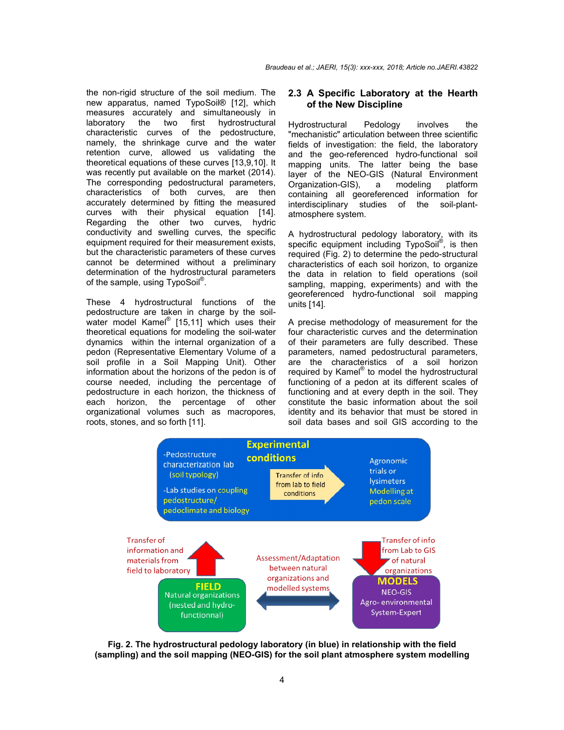the non-rigid structure of the soil medium. The new apparatus, named TypoSoil® [12], which measures accurately and simultaneously in laboratory the two first hydrostructural characteristic curves of the pedostructure, namely, the shrinkage curve and the water retention curve, allowed us validating the theoretical equations of these curves [13,9,10]. It was recently put available on the market (2014). The corresponding pedostructural parameters, characteristics of both curves, are then accurately determined by fitting the measured curves with their physical equation [14]. Regarding the other two curves, hydric conductivity and swelling curves, the specific equipment required for their measurement exists, but the characteristic parameters of these curves cannot be determined without a preliminary determination of the hydrostructural parameters of the sample, using TypoSoil®.

These 4 hydrostructural functions of the pedostructure are taken in charge by the soil-water model Kamel® [15,11] which uses their theoretical equations for modeling the soil-water dynamics within the internal organization of a pedon (Representative Elementary Volume of a soil profile in a Soil Mapping Unit). Other information about the horizons of the pedon is of course needed, including the percentage of pedostructure in each horizon, the thickness of each horizon, the percentage of other organizational volumes such as macropores, roots, stones, and so forth [11].

## 2.3 A Specific Laboratory at the Hearth of the New Discipline

Hydrostructural Pedology involves the "mechanistic" articulation between three scientific fields of investigation: the field, the laboratory and the geo-referenced hydro-functional soil mapping units. The latter being the base layer of the NEO-GIS (Natural Environment Organization-GIS), a modeling platform containing all georeferenced information for interdisciplinary studies of the soil-plant-atmosphere system.

A hydrostructural pedology laboratory, with its specific equipment including TypoSoil®, is then required (Fig. 2) to determine the pedo-structural characteristics of each soil horizon, to organize the data in relation to field operations (soil sampling, mapping, experiments) and with the georeferenced hydro-functional soil mapping units [14].

A precise methodology of measurement for the four characteristic curves and the determination of their parameters are fully described. These parameters, named pedostructural parameters, are the characteristics of a soil horizon required by Kamel® to model the hydrostructural functioning of a pedon at its different scales of functioning and at every depth in the soil. They constitute the basic information about the soil identity and its behavior that must be stored in soil data bases and soil GIS according to the

**Fig. 2. The hydrostructural pedology laboratory (in blue) in relationship with the field (sampling) and the soil mapping (NEO-GIS) for the soil plant atmosphere system modelling**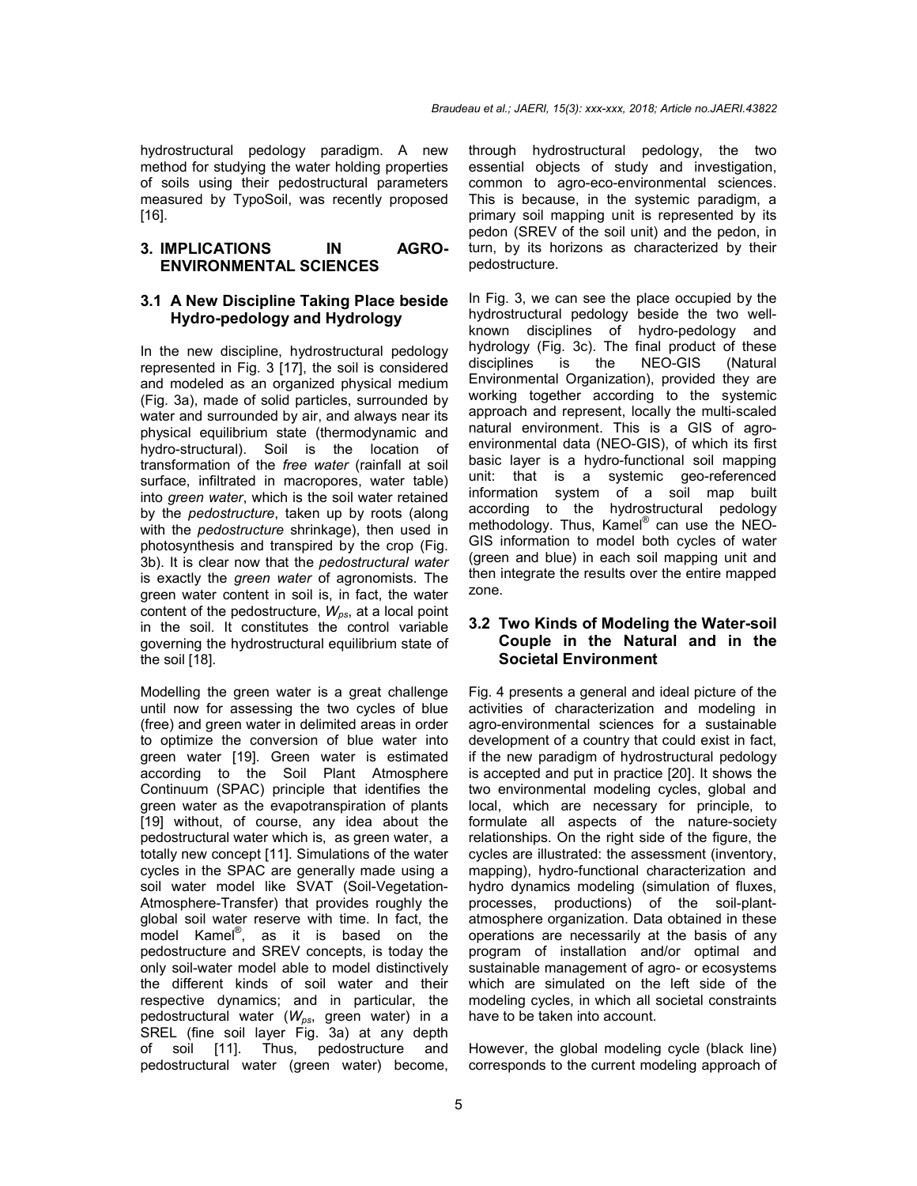hydrostructural pedology paradigm. A new method for studying the water holding properties of soils using their pedostructural parameters measured by TypoSoil, was recently proposed [16].

## 3. IMPLICATIONS IN AGRO-ENVIRONMENTAL SCIENCES

### 3.1 A New Discipline Taking Place beside Hydro-pedology and Hydrology

In the new discipline, hydrostructural pedology represented in Fig. 3 [17], the soil is considered and modeled as an organized physical medium (Fig. 3a), made of solid particles, surrounded by water and surrounded by air, and always near its physical equilibrium state (thermodynamic and hydro-structural). Soil is the location of transformation of the *free water* (rainfall at soil surface, infiltrated in macropores, water table) into *green water*, which is the soil water retained by the *pedostructure*, taken up by roots (along with the *pedostructure* shrinkage), then used in photosynthesis and transpired by the crop (Fig. 3b). It is clear now that the *pedostructural water* is exactly the *green water* of agronomists. The green water content in soil is, in fact, the water content of the pedostructure, $W_{ps}$, at a local point in the soil. It constitutes the control variable governing the hydrostructural equilibrium state of the soil [18].

Modelling the green water is a great challenge until now for assessing the two cycles of blue (free) and green water in delimited areas in order to optimize the conversion of blue water into green water [19]. Green water is estimated according to the Soil Plant Atmosphere Continuum (SPAC) principle that identifies the green water as the evapotranspiration of plants [19] without, of course, any idea about the pedostructural water which is, as green water, a totally new concept [11]. Simulations of the water cycles in the SPAC are generally made using a soil water model like SVAT (Soil-Vegetation-Atmosphere-Transfer) that provides roughly the global soil water reserve with time. In fact, the model Kamel®, as it is based on the pedostructure and SREV concepts, is today the only soil-water model able to model distinctively the different kinds of soil water and their respective dynamics; and in particular, the pedostructural water ($W_{ps}$, green water) in a SREL (fine soil layer Fig. 3a) at any depth of soil [11]. Thus, pedostructure and pedostructural water (green water) become, through hydrostructural pedology, the two essential objects of study and investigation, common to agro-eco-environmental sciences. This is because, in the systemic paradigm, a primary soil mapping unit is represented by its pedon (SREV of the soil unit) and the pedon, in turn, by its horizons as characterized by their pedostructure.

In Fig. 3, we can see the place occupied by the hydrostructural pedology beside the two well-known disciplines of hydro-pedology and hydrology (Fig. 3c). The final product of these disciplines is the NEO-GIS (Natural Environmental Organization), provided they are working together according to the systemic approach and represent, locally the multi-scaled natural environment. This is a GIS of agro-environmental data (NEO-GIS), of which its first basic layer is a hydro-functional soil mapping unit: that is a systemic geo-referenced information system of a soil map built according to the hydrostructural pedology methodology. Thus, Kamel® can use the NEO-GIS information to model both cycles of water (green and blue) in each soil mapping unit and then integrate the results over the entire mapped zone.

### 3.2 Two Kinds of Modeling the Water-soil Couple in the Natural and in the Societal Environment

Fig. 4 presents a general and ideal picture of the activities of characterization and modeling in agro-environmental sciences for a sustainable development of a country that could exist in fact, if the new paradigm of hydrostructural pedology is accepted and put in practice [20]. It shows the two environmental modeling cycles, global and local, which are necessary for principle, to formulate all aspects of the nature-society relationships. On the right side of the figure, the cycles are illustrated: the assessment (inventory, mapping), hydro-functional characterization and hydro dynamics modeling (simulation of fluxes, processes, productions) of the soil-plant-atmosphere organization. Data obtained in these operations are necessarily at the basis of any program of installation and/or optimal and sustainable management of agro- or ecosystems which are simulated on the left side of the modeling cycles, in which all societal constraints have to be taken into account.

However, the global modeling cycle (black line) corresponds to the current modeling approach of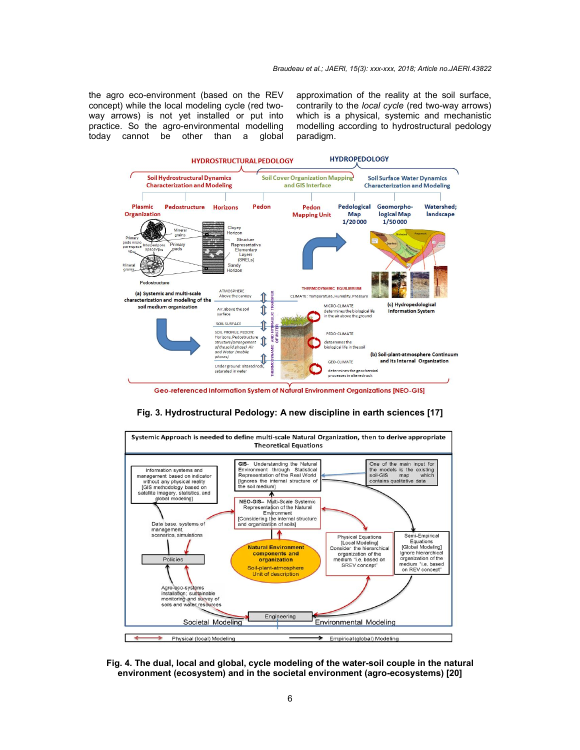the agro eco-environment (based on the REV concept) while the local modeling cycle (red two-way arrows) is not yet installed or put into practice. So the agro-environmental modelling today cannot be other than a global approximation of the reality at the soil surface, contrarily to the *local cycle* (red two-way arrows) which is a physical, systemic and mechanistic modelling according to hydrostructural pedology paradigm.

**Fig. 3. Hydrostructural Pedology: A new discipline in earth sciences [17]**

**Fig. 4. The dual, local and global, cycle modeling of the water-soil couple in the natural environment (ecosystem) and in the societal environment (agro-ecosystems) [20]**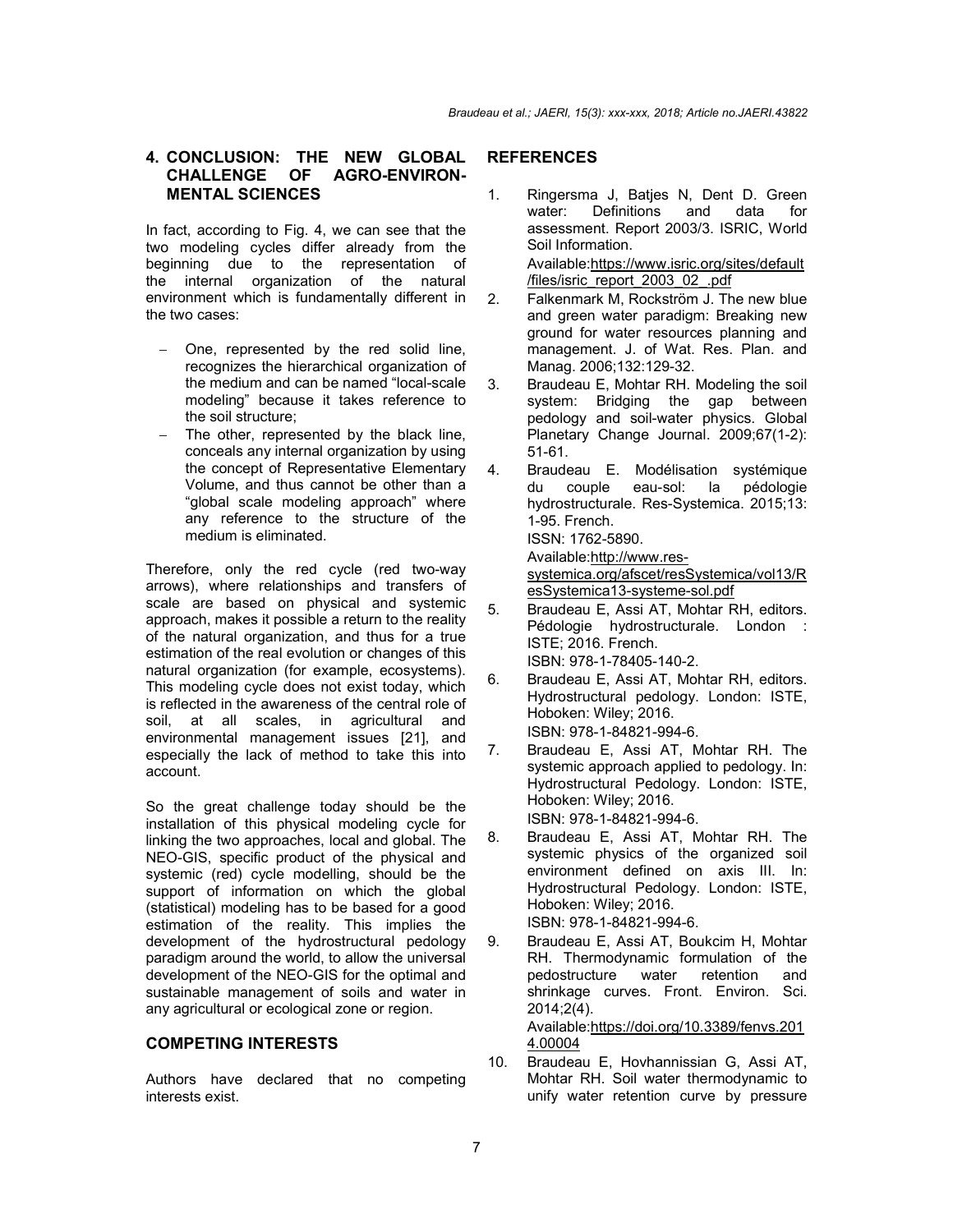## 4. CONCLUSION: THE NEW GLOBAL CHALLENGE OF AGRO-ENVIRONMENTAL SCIENCES

In fact, according to Fig. 4, we can see that the two modeling cycles differ already from the beginning due to the representation of the internal organization of the natural environment which is fundamentally different in the two cases:

- One, represented by the red solid line, recognizes the hierarchical organization of the medium and can be named "local-scale modeling" because it takes reference to the soil structure;
- The other, represented by the black line, conceals any internal organization by using the concept of Representative Elementary Volume, and thus cannot be other than a "global scale modeling approach" where any reference to the structure of the medium is eliminated.

Therefore, only the red cycle (red two-way arrows), where relationships and transfers of scale are based on physical and systemic approach, makes it possible a return to the reality of the natural organization, and thus for a true estimation of the real evolution or changes of this natural organization (for example, ecosystems). This modeling cycle does not exist today, which is reflected in the awareness of the central role of soil, at all scales, in agricultural and environmental management issues [21], and especially the lack of method to take this into account.

So the great challenge today should be the installation of this physical modeling cycle for linking the two approaches, local and global. The NEO-GIS, specific product of the physical and systemic (red) cycle modelling, should be the support of information on which the global (statistical) modeling has to be based for a good estimation of the reality. This implies the development of the hydrostructural pedology paradigm around the world, to allow the universal development of the NEO-GIS for the optimal and sustainable management of soils and water in any agricultural or ecological zone or region.

## COMPETING INTERESTS

Authors have declared that no competing interests exist.

## REFERENCES

1. Ringersma J, Batjes N, Dent D. Green water: Definitions and data for assessment. Report 2003/3. ISRIC, World Soil Information. Available:https://www.isric.org/sites/default/files/isric_report_2003_02_.pdf
2. Falkenmark M, Rockström J. The new blue and green water paradigm: Breaking new ground for water resources planning and management. J. of Wat. Res. Plan. and Manag. 2006;132:129-32.
3. Braudeau E, Mohtar RH. Modeling the soil system: Bridging the gap between pedology and soil-water physics. Global Planetary Change Journal. 2009;67(1-2): 51-61.
4. Braudeau E. Modélisation systémique du couple eau-sol: la pédologie hydrostructurale. Res-Systemica. 2015;13: 1-95. French. ISSN: 1762-5890. Available:http://www.res-systemica.org/afscet/resSystemica/vol13/ResSystemica13-systeme-sol.pdf
5. Braudeau E, Assi AT, Mohtar RH, editors. Pédologie hydrostructurale. London : ISTE; 2016. French. ISBN: 978-1-78405-140-2.
6. Braudeau E, Assi AT, Mohtar RH, editors. Hydrostructural pedology. London: ISTE, Hoboken: Wiley; 2016. ISBN: 978-1-84821-994-6.
7. Braudeau E, Assi AT, Mohtar RH. The systemic approach applied to pedology. In: Hydrostructural Pedology. London: ISTE, Hoboken: Wiley; 2016. ISBN: 978-1-84821-994-6.
8. Braudeau E, Assi AT, Mohtar RH. The systemic physics of the organized soil environment defined on axis III. In: Hydrostructural Pedology. London: ISTE, Hoboken: Wiley; 2016. ISBN: 978-1-84821-994-6.
9. Braudeau E, Assi AT, Boukcim H, Mohtar RH. Thermodynamic formulation of the pedostructure water retention and shrinkage curves. Front. Environ. Sci. 2014;2(4). Available:https://doi.org/10.3389/fenvs.2014.00004
10. Braudeau E, Hovhannissian G, Assi AT, Mohtar RH. Soil water thermodynamic to unify water retention curve by pressure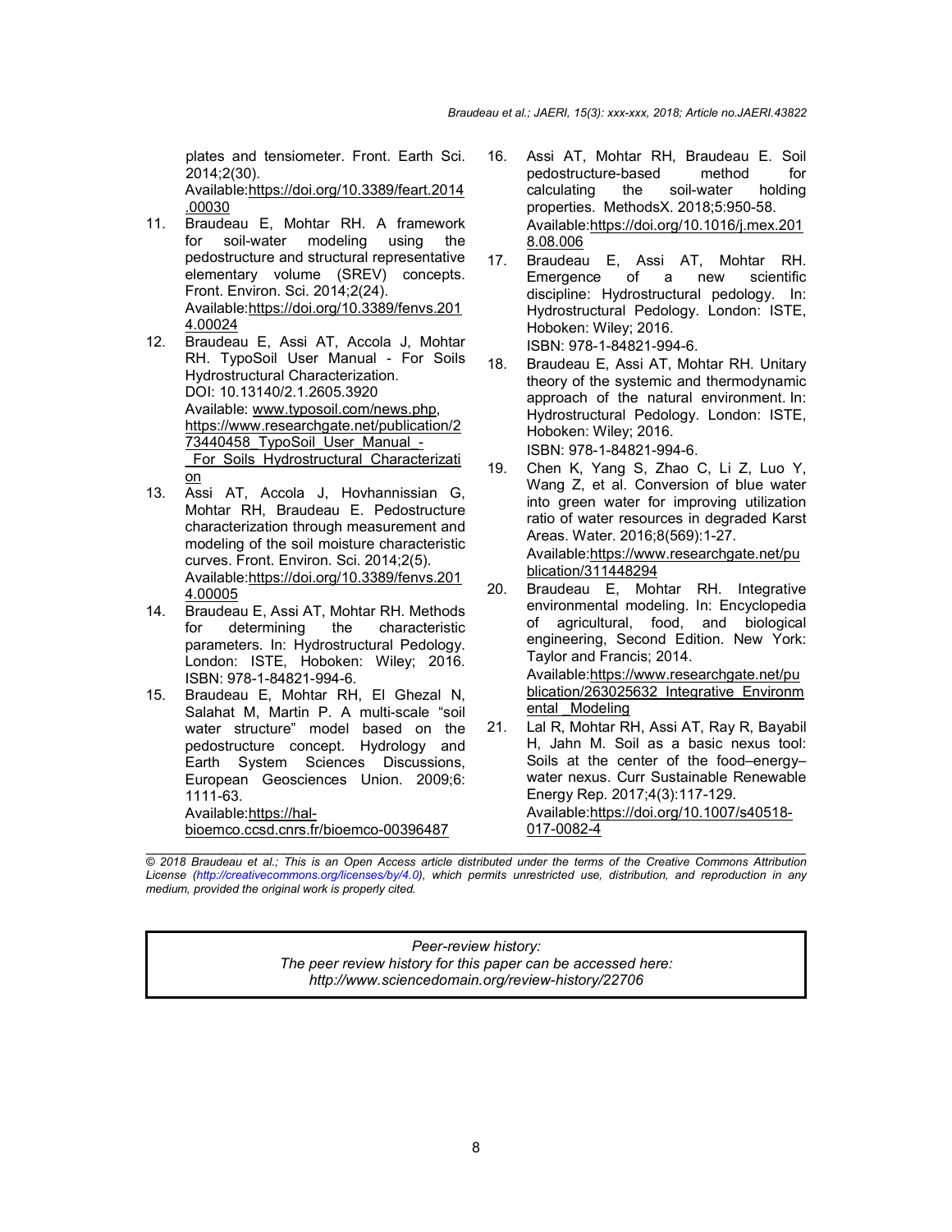plates and tensiometer. Front. Earth Sci. 2014;2(30).
Available:https://doi.org/10.3389/feart.2014.00030

11. Braudeau E, Mohtar RH. A framework for soil-water modeling using the pedostructure and structural representative elementary volume (SREV) concepts. Front. Environ. Sci. 2014;2(24).
Available:https://doi.org/10.3389/fenvs.2014.00024

12. Braudeau E, Assi AT, Accola J, Mohtar RH. TypoSoil User Manual - For Soils Hydrostructural Characterization.
DOI: 10.13140/2.1.2605.3920
Available: www.typosoil.com/news.php, https://www.researchgate.net/publication/273440458_TypoSoil_User_Manual_-_For_Soils_Hydrostructural_Characterization

13. Assi AT, Accola J, Hovhannissian G, Mohtar RH, Braudeau E. Pedostructure characterization through measurement and modeling of the soil moisture characteristic curves. Front. Environ. Sci. 2014;2(5).
Available:https://doi.org/10.3389/fenvs.2014.00005

14. Braudeau E, Assi AT, Mohtar RH. Methods for determining the characteristic parameters. In: Hydrostructural Pedology. London: ISTE, Hoboken: Wiley; 2016.
ISBN: 978-1-84821-994-6.

15. Braudeau E, Mohtar RH, El Ghezal N, Salahat M, Martin P. A multi-scale "soil water structure" model based on the pedostructure concept. Hydrology and Earth System Sciences Discussions, European Geosciences Union. 2009;6: 1111-63.
Available:https://hal-bioemco.ccsd.cnrs.fr/bioemco-00396487

16. Assi AT, Mohtar RH, Braudeau E. Soil pedostructure-based method for calculating the soil-water holding properties. MethodsX. 2018;5:950-58.
Available:https://doi.org/10.1016/j.mex.2018.08.006

17. Braudeau E, Assi AT, Mohtar RH. Emergence of a new scientific discipline: Hydrostructural pedology. In: Hydrostructural Pedology. London: ISTE, Hoboken: Wiley; 2016.
ISBN: 978-1-84821-994-6.

18. Braudeau E, Assi AT, Mohtar RH. Unitary theory of the systemic and thermodynamic approach of the natural environment. In: Hydrostructural Pedology. London: ISTE, Hoboken: Wiley; 2016.
ISBN: 978-1-84821-994-6.

19. Chen K, Yang S, Zhao C, Li Z, Luo Y, Wang Z, et al. Conversion of blue water into green water for improving utilization ratio of water resources in degraded Karst Areas. Water. 2016;8(569):1-27.
Available:https://www.researchgate.net/publication/311448294

20. Braudeau E, Mohtar RH. Integrative environmental modeling. In: Encyclopedia of agricultural, food, and biological engineering, Second Edition. New York: Taylor and Francis; 2014.
Available:https://www.researchgate.net/publication/263025632_Integrative_Environmental_Modeling

21. Lal R, Mohtar RH, Assi AT, Ray R, Bayabil H, Jahn M. Soil as a basic nexus tool: Soils at the center of the food–energy–water nexus. Curr Sustainable Renewable Energy Rep. 2017;4(3):117-129.
Available:https://doi.org/10.1007/s40518-017-0082-4

---

*© 2018 Braudeau et al.; This is an Open Access article distributed under the terms of the Creative Commons Attribution License (http://creativecommons.org/licenses/by/4.0), which permits unrestricted use, distribution, and reproduction in any medium, provided the original work is properly cited.*

*Peer-review history:*
*The peer review history for this paper can be accessed here:*
*http://www.sciencedomain.org/review-history/22706*